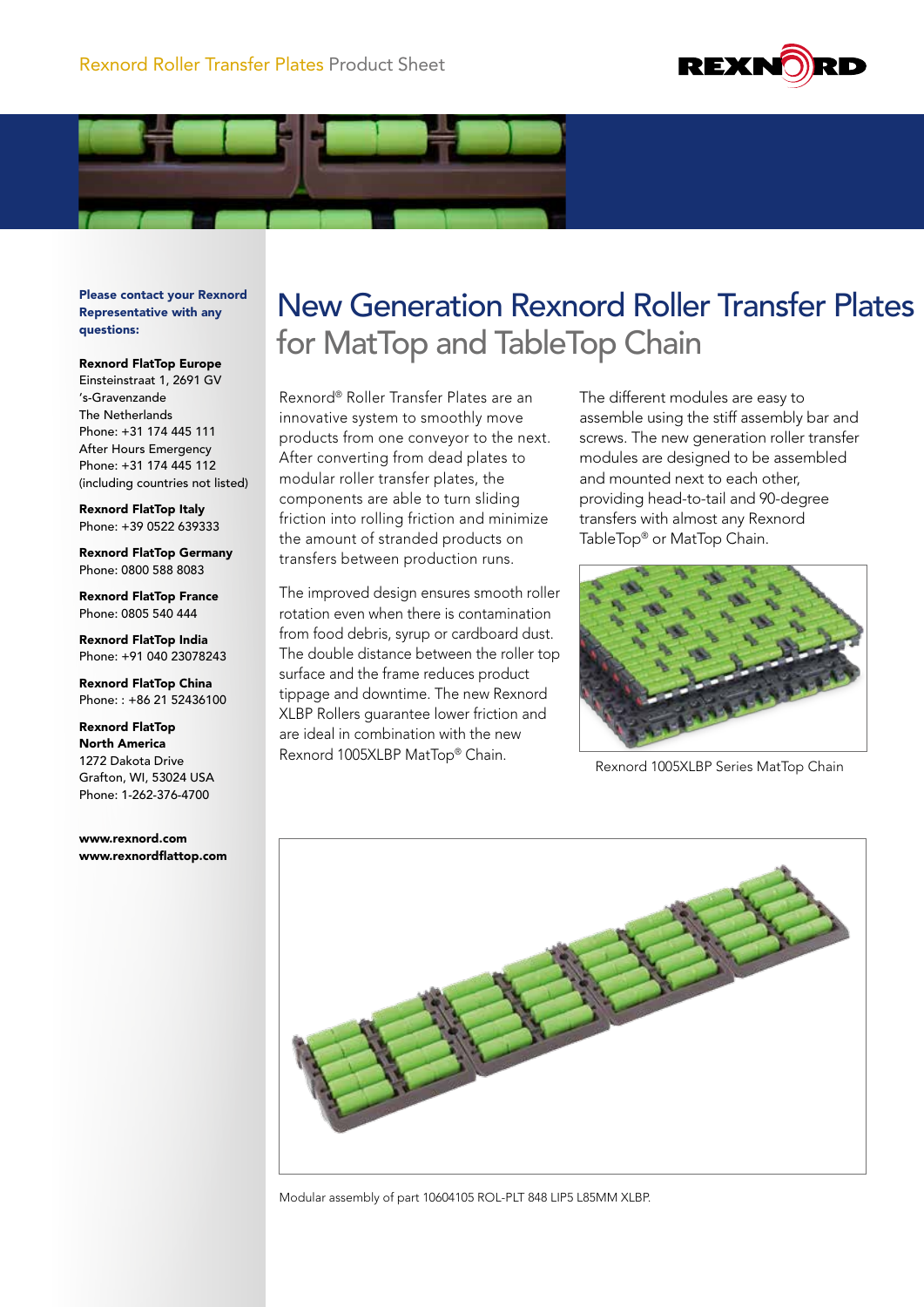# New Generation Rexnord Roller Transfer Plates for MatTop and TableTop Chain

Rexnord® Roller Transfer Plates are an innovative system to smoothly move products from one conveyor to the next. After converting from dead plates to modular roller transfer plates, the components are able to turn sliding friction into rolling friction and minimize the amount of stranded products on transfers between production runs.

The improved design ensures smooth roller rotation even when there is contamination from food debris, syrup or cardboard dust. The double distance between the roller top surface and the frame reduces product tippage and downtime. The new Rexnord XLBP Rollers guarantee lower friction and are ideal in combination with the new Rexnord 1005XLBP MatTop® Chain.

The different modules are easy to assemble using the stiff assembly bar and screws. The new generation roller transfer modules are designed to be assembled and mounted next to each other, providing head-to-tail and 90-degree transfers with almost any Rexnord TableTop® or MatTop Chain.

Rexnord 1005XLBP Series MatTop Chain

Modular assembly of part 10604105 ROL-PLT 848 LIP5 L85MM XLBP.

**Please contact your Rexnord Representative with any questions:**

**Rexnord FlatTop Europe**
Einsteinstraat 1, 2691 GV
's-Gravenzande
The Netherlands
Phone: +31 174 445 111
After Hours Emergency
Phone: +31 174 445 112
(including countries not listed)

**Rexnord FlatTop Italy**
Phone: +39 0522 639333

**Rexnord FlatTop Germany**
Phone: 0800 588 8083

**Rexnord FlatTop France**
Phone: 0805 540 444

**Rexnord FlatTop India**
Phone: +91 040 23078243

**Rexnord FlatTop China**
Phone: : +86 21 52436100

**Rexnord FlatTop North America**
1272 Dakota Drive
Grafton, WI, 53024 USA
Phone: 1-262-376-4700

**www.rexnord.com**
**www.rexnordflattop.com**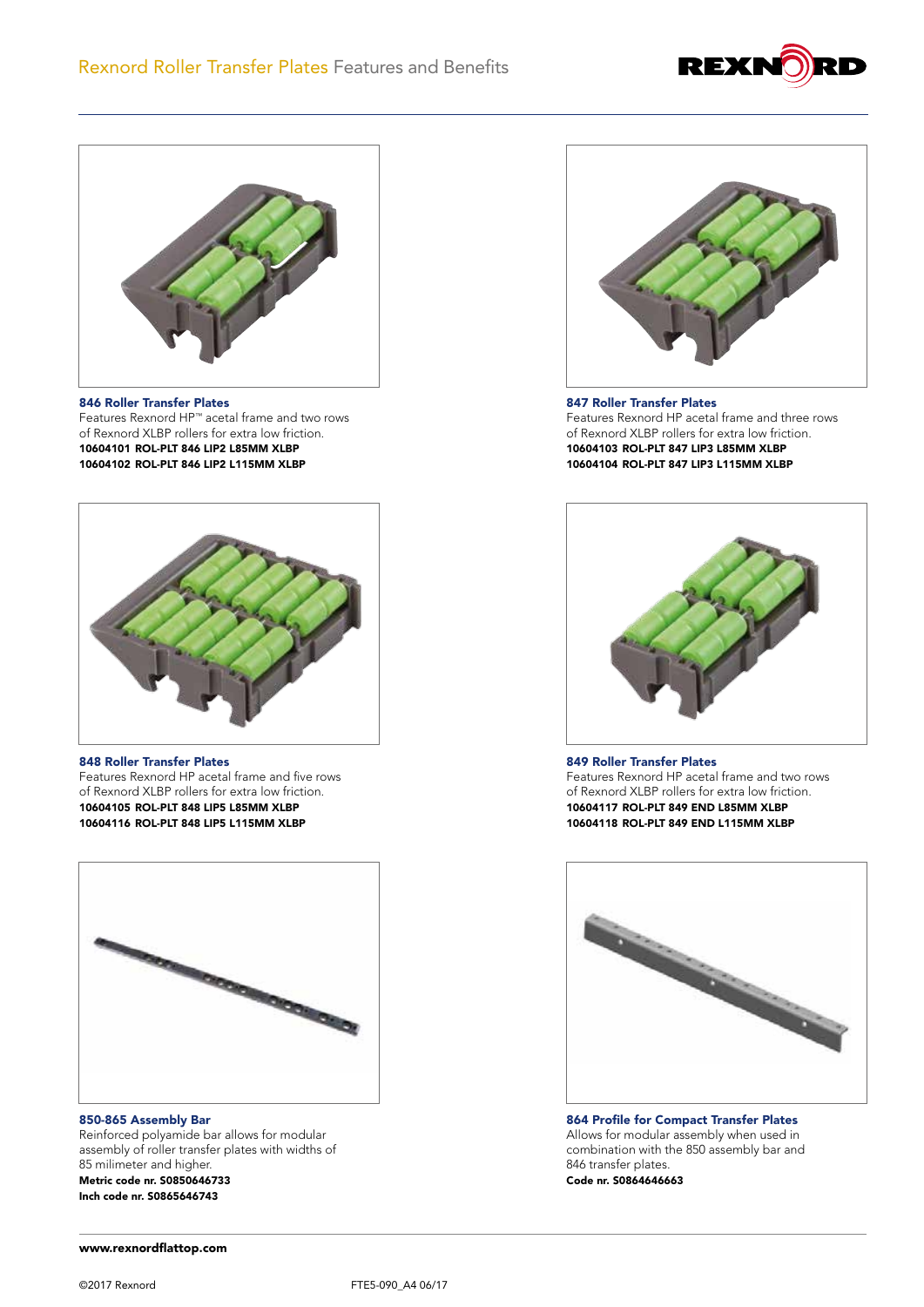# Rexnord Roller Transfer Plates Features and Benefits

**846 Roller Transfer Plates**
Features Rexnord HP™ acetal frame and two rows of Rexnord XLBP rollers for extra low friction.
**10604101 ROL-PLT 846 LIP2 L85MM XLBP**
**10604102 ROL-PLT 846 LIP2 L115MM XLBP**

**847 Roller Transfer Plates**
Features Rexnord HP acetal frame and three rows of Rexnord XLBP rollers for extra low friction.
**10604103 ROL-PLT 847 LIP3 L85MM XLBP**
**10604104 ROL-PLT 847 LIP3 L115MM XLBP**

**848 Roller Transfer Plates**
Features Rexnord HP acetal frame and five rows of Rexnord XLBP rollers for extra low friction.
**10604105 ROL-PLT 848 LIP5 L85MM XLBP**
**10604116 ROL-PLT 848 LIP5 L115MM XLBP**

**849 Roller Transfer Plates**
Features Rexnord HP acetal frame and two rows of Rexnord XLBP rollers for extra low friction.
**10604117 ROL-PLT 849 END L85MM XLBP**
**10604118 ROL-PLT 849 END L115MM XLBP**

**850-865 Assembly Bar**
Reinforced polyamide bar allows for modular assembly of roller transfer plates with widths of 85 milimeter and higher.
**Metric code nr. S0850646733**
**Inch code nr. S0865646743**

**864 Profile for Compact Transfer Plates**
Allows for modular assembly when used in combination with the 850 assembly bar and 846 transfer plates.
**Code nr. S0864646663**

**www.rexnordflattop.com**

©2017 Rexnord FTE5-090_A4 06/17